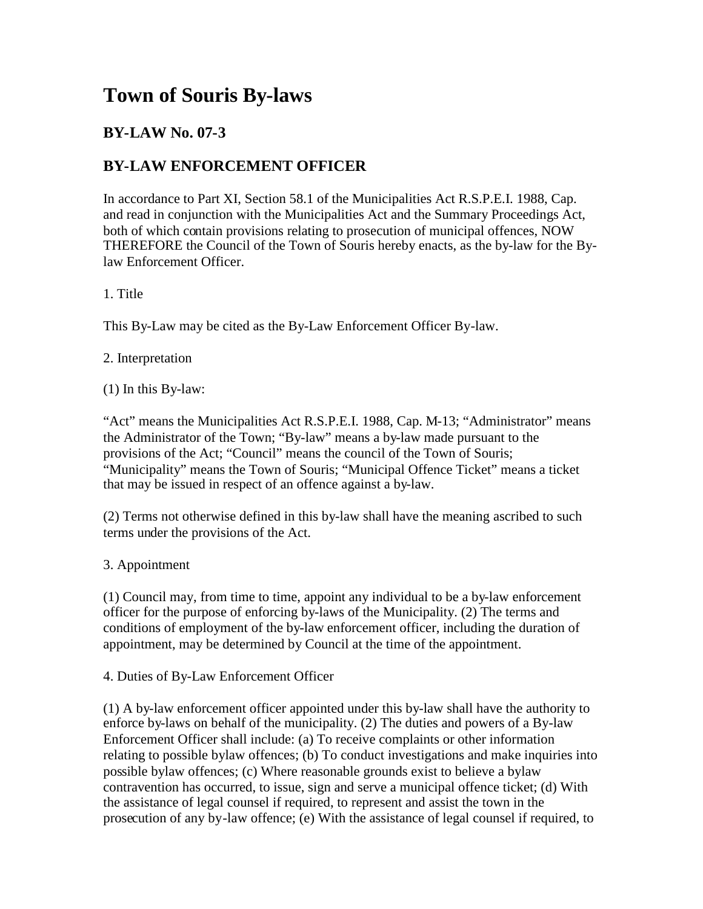# Town of Souris By-laws

## BY-LAW No. 07-3

## BY-LAW ENFORCEMENT OFFICER

In accordance to Part XI, Section 58.1 of the Municipalities Act R.S.P.E.I. 1988, Cap. and read in conjunction with the Municipalities Act and the Summary Proceedings Act, both of which contain provisions relating to prosecution of municipal offences, NOW THEREFORE the Council of the Town of Souris hereby enacts, as the by-law for the By-law Enforcement Officer.

1. Title

This By-Law may be cited as the By-Law Enforcement Officer By-law.

2. Interpretation

(1) In this By-law:

"Act" means the Municipalities Act R.S.P.E.I. 1988, Cap. M-13; "Administrator" means the Administrator of the Town; "By-law" means a by-law made pursuant to the provisions of the Act; "Council" means the council of the Town of Souris; "Municipality" means the Town of Souris; "Municipal Offence Ticket" means a ticket that may be issued in respect of an offence against a by-law.

(2) Terms not otherwise defined in this by-law shall have the meaning ascribed to such terms under the provisions of the Act.

3. Appointment

(1) Council may, from time to time, appoint any individual to be a by-law enforcement officer for the purpose of enforcing by-laws of the Municipality. (2) The terms and conditions of employment of the by-law enforcement officer, including the duration of appointment, may be determined by Council at the time of the appointment.

4. Duties of By-Law Enforcement Officer

(1) A by-law enforcement officer appointed under this by-law shall have the authority to enforce by-laws on behalf of the municipality. (2) The duties and powers of a By-law Enforcement Officer shall include: (a) To receive complaints or other information relating to possible bylaw offences; (b) To conduct investigations and make inquiries into possible bylaw offences; (c) Where reasonable grounds exist to believe a bylaw contravention has occurred, to issue, sign and serve a municipal offence ticket; (d) With the assistance of legal counsel if required, to represent and assist the town in the prosecution of any by-law offence; (e) With the assistance of legal counsel if required, to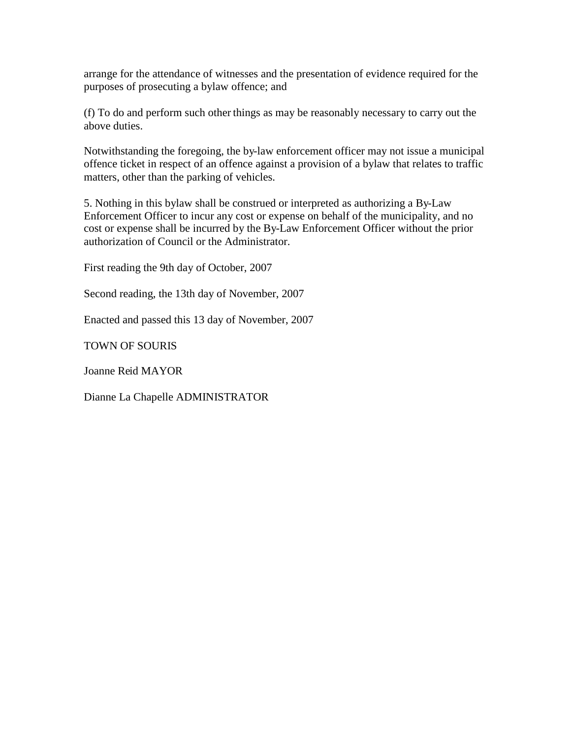arrange for the attendance of witnesses and the presentation of evidence required for the purposes of prosecuting a bylaw offence; and

(f) To do and perform such other things as may be reasonably necessary to carry out the above duties.

Notwithstanding the foregoing, the by-law enforcement officer may not issue a municipal offence ticket in respect of an offence against a provision of a bylaw that relates to traffic matters, other than the parking of vehicles.

5. Nothing in this bylaw shall be construed or interpreted as authorizing a By-Law Enforcement Officer to incur any cost or expense on behalf of the municipality, and no cost or expense shall be incurred by the By-Law Enforcement Officer without the prior authorization of Council or the Administrator.

First reading the 9th day of October, 2007

Second reading, the 13th day of November, 2007

Enacted and passed this 13 day of November, 2007

TOWN OF SOURIS

Joanne Reid MAYOR

Dianne La Chapelle ADMINISTRATOR